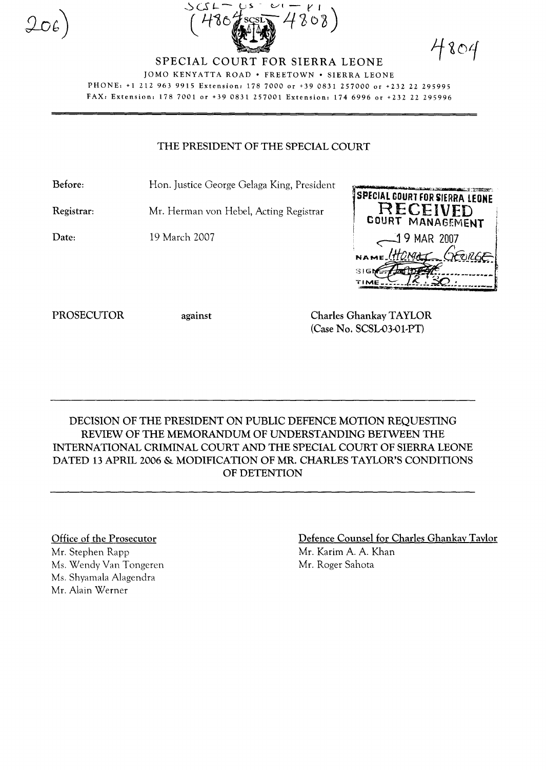# SPECIAL COURT FOR SIERRA LEONE

JOMO KENYATTA ROAD • FREETOWN • SIERRA LEONE

PHONE: +1 212 963 9915 Extension: 178 7000 or +39 0831 257000 or +232 22 295995

FAX: Extension: 178 7001 or +39 0831 257001 Extension: 174 6996 or +232 22 295996

## THE PRESIDENT OF THE SPECIAL COURT

Before: Hon. Justice George Gelaga King, President

Registrar: Mr. Herman von Hebel, Acting Registrar

Date: 19 March 2007

SPECIAL COURT FOR SIERRA LEONE
RECEIVED
COURT MANAGEMENT
19 MAR 2007
NAME: THOMAS GEORGE
SIGN:
TIME: 12:30

PROSECUTOR against Charles Ghankay TAYLOR
(Case No. SCSL-03-01-PT)

## DECISION OF THE PRESIDENT ON PUBLIC DEFENCE MOTION REQUESTING REVIEW OF THE MEMORANDUM OF UNDERSTANDING BETWEEN THE INTERNATIONAL CRIMINAL COURT AND THE SPECIAL COURT OF SIERRA LEONE DATED 13 APRIL 2006 & MODIFICATION OF MR. CHARLES TAYLOR'S CONDITIONS OF DETENTION

Office of the Prosecutor
Mr. Stephen Rapp
Ms. Wendy Van Tongeren
Ms. Shyamala Alagendra
Mr. Alain Werner

Defence Counsel for Charles Ghankay Taylor
Mr. Karim A. A. Khan
Mr. Roger Sahota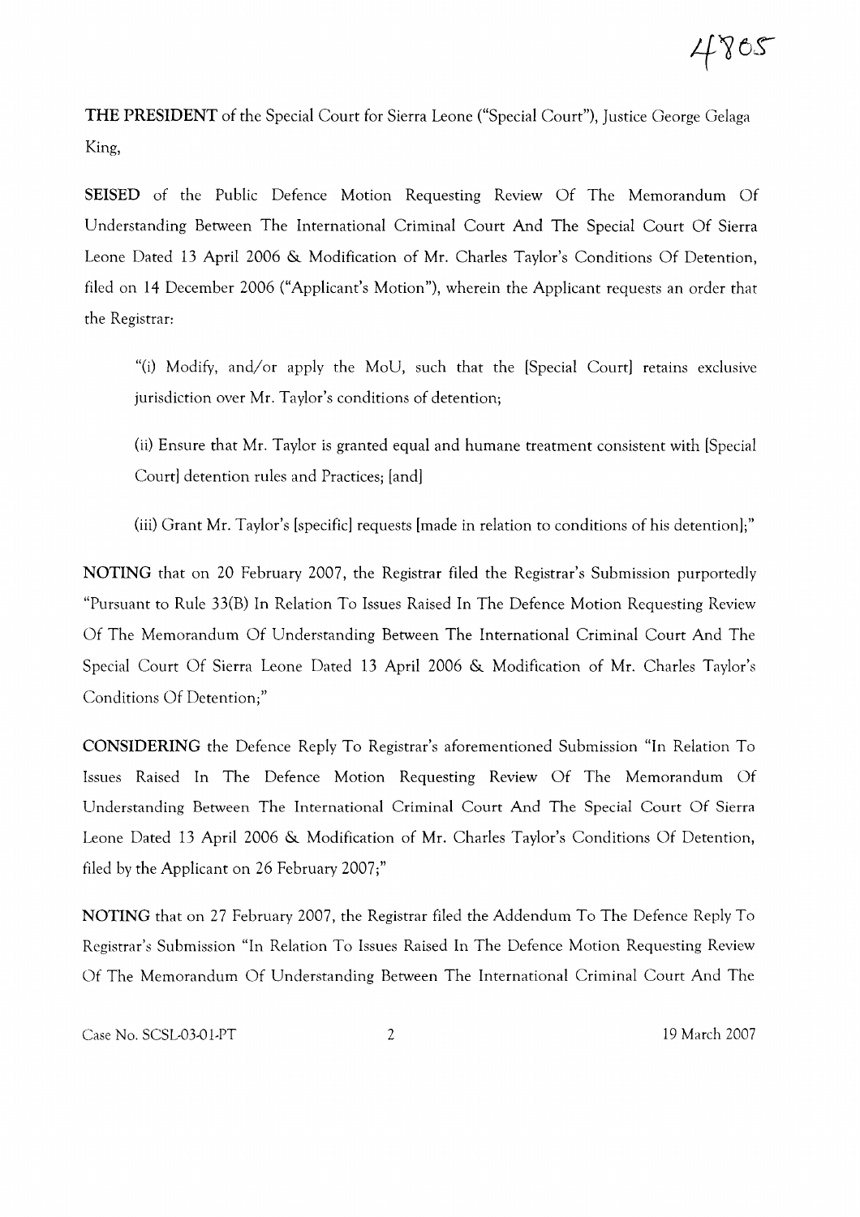**THE PRESIDENT** of the Special Court for Sierra Leone ("Special Court"), Justice George Gelaga King,

**SEISED** of the Public Defence Motion Requesting Review Of The Memorandum Of Understanding Between The International Criminal Court And The Special Court Of Sierra Leone Dated 13 April 2006 & Modification of Mr. Charles Taylor's Conditions Of Detention, filed on 14 December 2006 ("Applicant's Motion"), wherein the Applicant requests an order that the Registrar:

> "(i) Modify, and/or apply the MoU, such that the [Special Court] retains exclusive jurisdiction over Mr. Taylor's conditions of detention;
>
> (ii) Ensure that Mr. Taylor is granted equal and humane treatment consistent with [Special Court] detention rules and Practices; [and]
>
> (iii) Grant Mr. Taylor's [specific] requests [made in relation to conditions of his detention];"

**NOTING** that on 20 February 2007, the Registrar filed the Registrar's Submission purportedly "Pursuant to Rule 33(B) In Relation To Issues Raised In The Defence Motion Requesting Review Of The Memorandum Of Understanding Between The International Criminal Court And The Special Court Of Sierra Leone Dated 13 April 2006 & Modification of Mr. Charles Taylor's Conditions Of Detention;"

**CONSIDERING** the Defence Reply To Registrar's aforementioned Submission "In Relation To Issues Raised In The Defence Motion Requesting Review Of The Memorandum Of Understanding Between The International Criminal Court And The Special Court Of Sierra Leone Dated 13 April 2006 & Modification of Mr. Charles Taylor's Conditions Of Detention, filed by the Applicant on 26 February 2007;"

**NOTING** that on 27 February 2007, the Registrar filed the Addendum To The Defence Reply To Registrar's Submission "In Relation To Issues Raised In The Defence Motion Requesting Review Of The Memorandum Of Understanding Between The International Criminal Court And The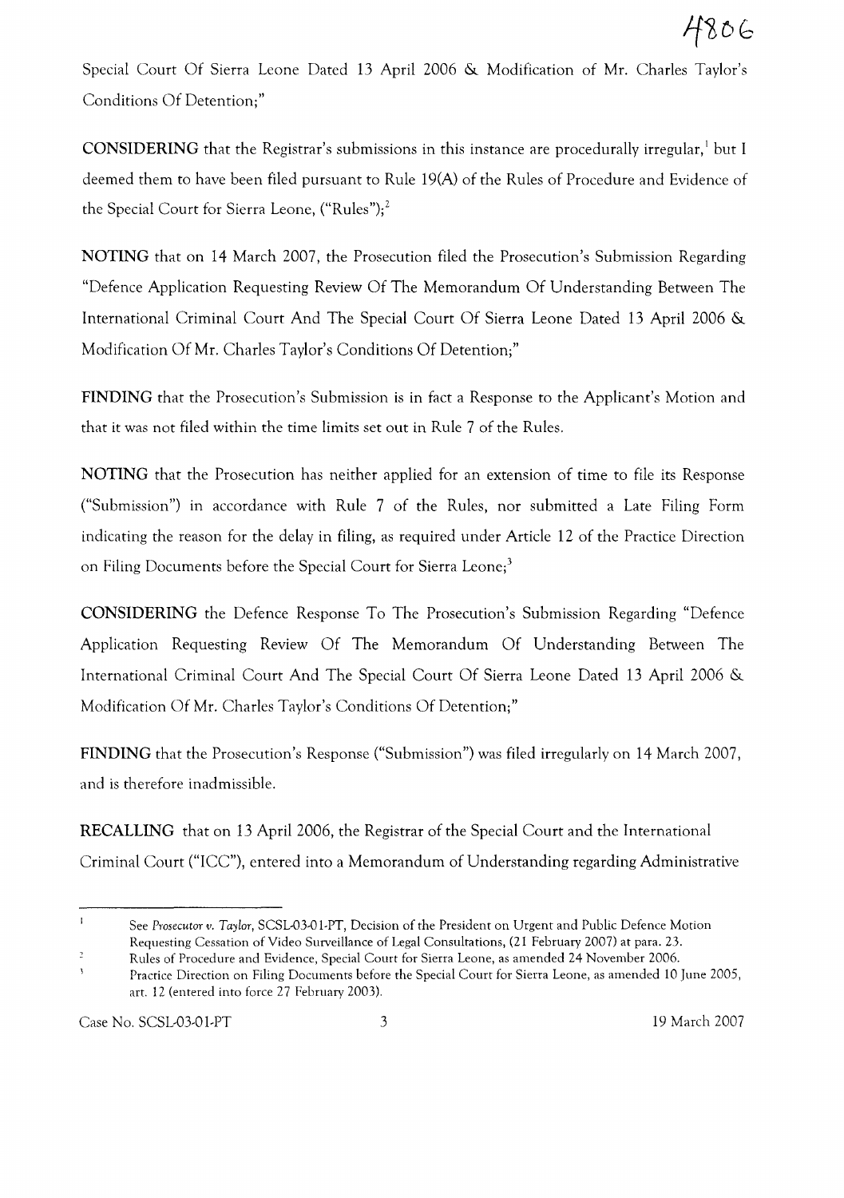Special Court Of Sierra Leone Dated 13 April 2006 & Modification of Mr. Charles Taylor's Conditions Of Detention;"

**CONSIDERING** that the Registrar's submissions in this instance are procedurally irregular,[1] but I deemed them to have been filed pursuant to Rule 19(A) of the Rules of Procedure and Evidence of the Special Court for Sierra Leone, ("Rules");[2]

**NOTING** that on 14 March 2007, the Prosecution filed the Prosecution's Submission Regarding "Defence Application Requesting Review Of The Memorandum Of Understanding Between The International Criminal Court And The Special Court Of Sierra Leone Dated 13 April 2006 & Modification Of Mr. Charles Taylor's Conditions Of Detention;"

**FINDING** that the Prosecution's Submission is in fact a Response to the Applicant's Motion and that it was not filed within the time limits set out in Rule 7 of the Rules.

**NOTING** that the Prosecution has neither applied for an extension of time to file its Response ("Submission") in accordance with Rule 7 of the Rules, nor submitted a Late Filing Form indicating the reason for the delay in filing, as required under Article 12 of the Practice Direction on Filing Documents before the Special Court for Sierra Leone;[3]

**CONSIDERING** the Defence Response To The Prosecution's Submission Regarding "Defence Application Requesting Review Of The Memorandum Of Understanding Between The International Criminal Court And The Special Court Of Sierra Leone Dated 13 April 2006 & Modification Of Mr. Charles Taylor's Conditions Of Detention;"

**FINDING** that the Prosecution's Response ("Submission") was filed irregularly on 14 March 2007, and is therefore inadmissible.

**RECALLING** that on 13 April 2006, the Registrar of the Special Court and the International Criminal Court ("ICC"), entered into a Memorandum of Understanding regarding Administrative

---

[1] See *Prosecutor v. Taylor*, SCSL-03-01-PT, Decision of the President on Urgent and Public Defence Motion Requesting Cessation of Video Surveillance of Legal Consultations, (21 February 2007) at para. 23.

[2] Rules of Procedure and Evidence, Special Court for Sierra Leone, as amended 24 November 2006.

[3] Practice Direction on Filing Documents before the Special Court for Sierra Leone, as amended 10 June 2005, art. 12 (entered into force 27 February 2003).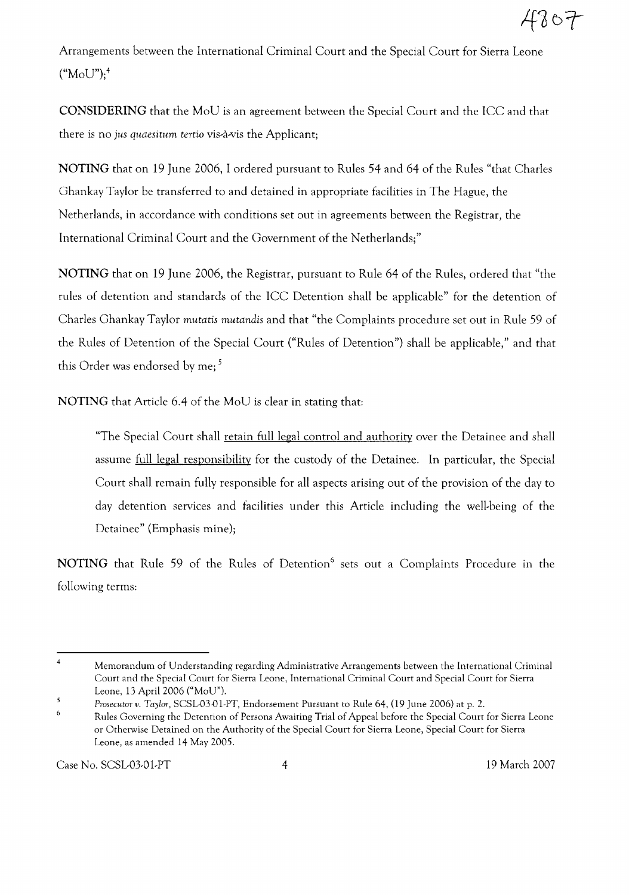Arrangements between the International Criminal Court and the Special Court for Sierra Leone ("MoU");[4]

**CONSIDERING** that the MoU is an agreement between the Special Court and the ICC and that there is no *jus quaesitum tertio* vis-à-vis the Applicant;

**NOTING** that on 19 June 2006, I ordered pursuant to Rules 54 and 64 of the Rules "that Charles Ghankay Taylor be transferred to and detained in appropriate facilities in The Hague, the Netherlands, in accordance with conditions set out in agreements between the Registrar, the International Criminal Court and the Government of the Netherlands;"

**NOTING** that on 19 June 2006, the Registrar, pursuant to Rule 64 of the Rules, ordered that "the rules of detention and standards of the ICC Detention shall be applicable" for the detention of Charles Ghankay Taylor *mutatis mutandis* and that "the Complaints procedure set out in Rule 59 of the Rules of Detention of the Special Court ("Rules of Detention") shall be applicable," and that this Order was endorsed by me; [5]

**NOTING** that Article 6.4 of the MoU is clear in stating that:

> "The Special Court shall <u>retain full legal control and authority</u> over the Detainee and shall assume <u>full legal responsibility</u> for the custody of the Detainee. In particular, the Special Court shall remain fully responsible for all aspects arising out of the provision of the day to day detention services and facilities under this Article including the well-being of the Detainee" (Emphasis mine);

**NOTING** that Rule 59 of the Rules of Detention[6] sets out a Complaints Procedure in the following terms:

---

[4] Memorandum of Understanding regarding Administrative Arrangements between the International Criminal Court and the Special Court for Sierra Leone, International Criminal Court and Special Court for Sierra Leone, 13 April 2006 ("MoU").

[5] *Prosecutor v. Taylor*, SCSL-03-01-PT, Endorsement Pursuant to Rule 64, (19 June 2006) at p. 2.

[6] Rules Governing the Detention of Persons Awaiting Trial of Appeal before the Special Court for Sierra Leone or Otherwise Detained on the Authority of the Special Court for Sierra Leone, Special Court for Sierra Leone, as amended 14 May 2005.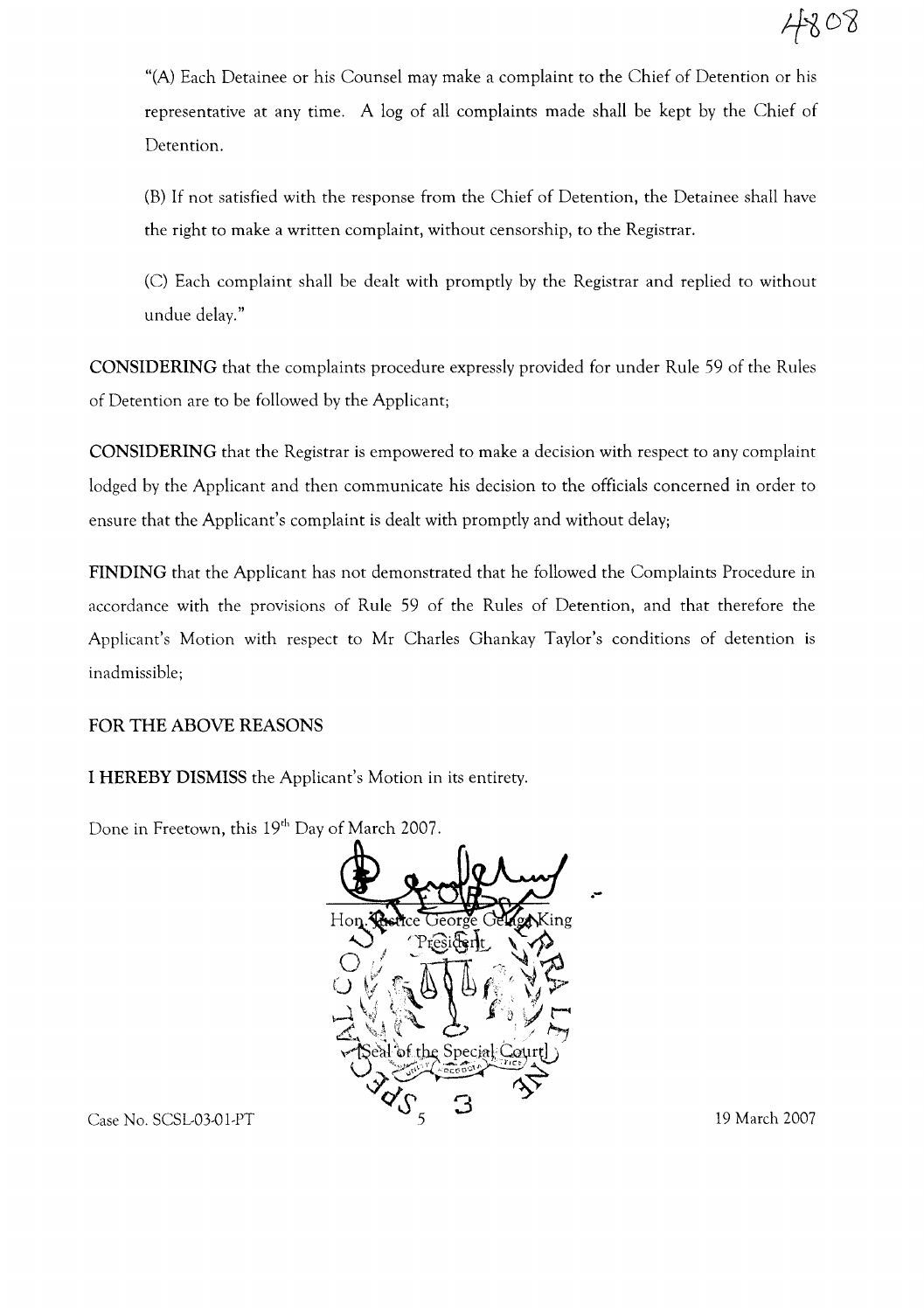"(A) Each Detainee or his Counsel may make a complaint to the Chief of Detention or his representative at any time. A log of all complaints made shall be kept by the Chief of Detention.

(B) If not satisfied with the response from the Chief of Detention, the Detainee shall have the right to make a written complaint, without censorship, to the Registrar.

(C) Each complaint shall be dealt with promptly by the Registrar and replied to without undue delay."

**CONSIDERING** that the complaints procedure expressly provided for under Rule 59 of the Rules of Detention are to be followed by the Applicant;

**CONSIDERING** that the Registrar is empowered to make a decision with respect to any complaint lodged by the Applicant and then communicate his decision to the officials concerned in order to ensure that the Applicant's complaint is dealt with promptly and without delay;

**FINDING** that the Applicant has not demonstrated that he followed the Complaints Procedure in accordance with the provisions of Rule 59 of the Rules of Detention, and that therefore the Applicant's Motion with respect to Mr Charles Ghankay Taylor's conditions of detention is inadmissible;

**FOR THE ABOVE REASONS**

**I HEREBY DISMISS** the Applicant's Motion in its entirety.

Done in Freetown, this 19th Day of March 2007.

Hon. Justice George Gelaga King
President

[Seal of the Special Court]

Case No. SCSL-03-01-PT

19 March 2007